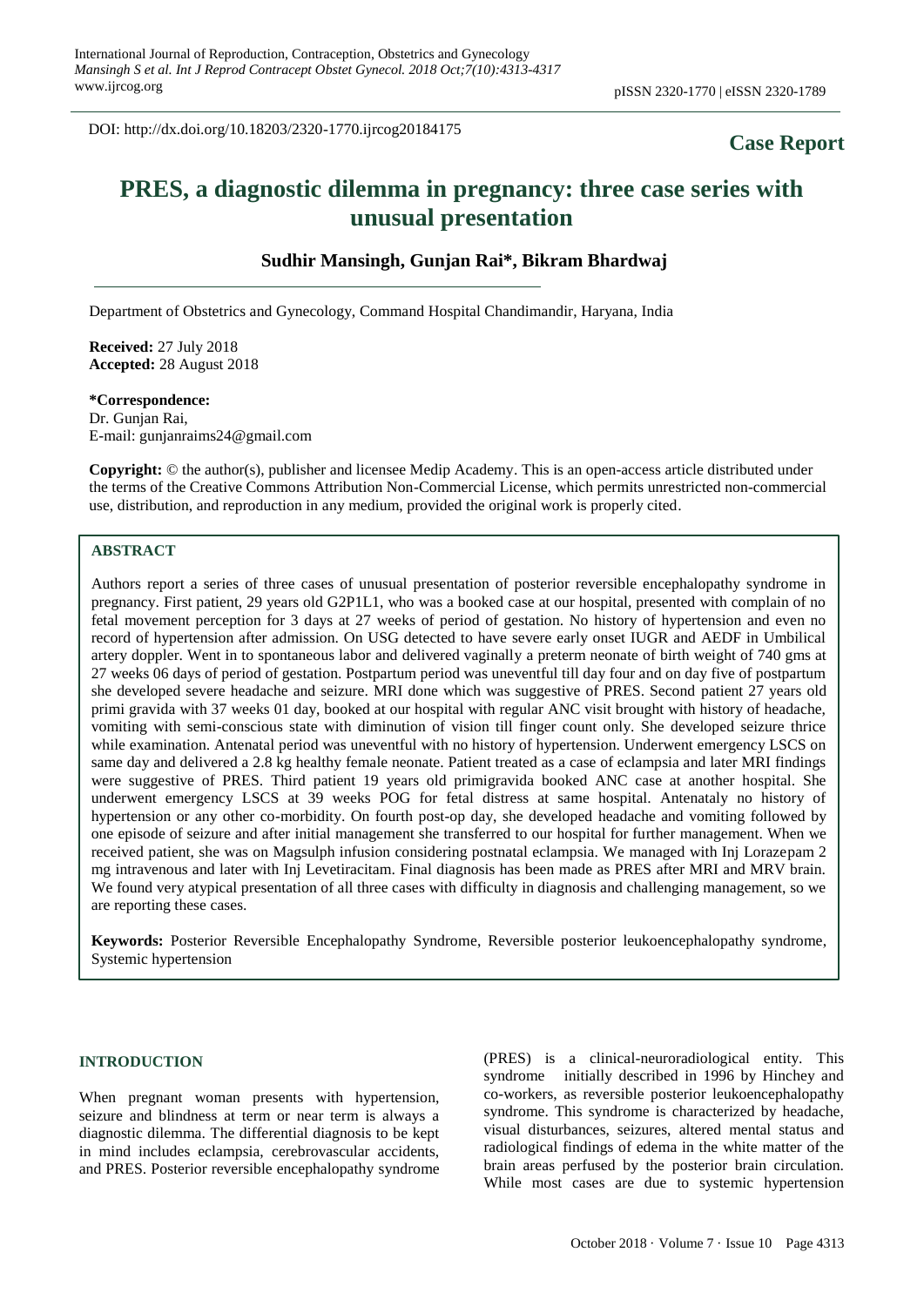DOI: http://dx.doi.org/10.18203/2320-1770.ijrcog20184175

**Case Report**

# PRES, a diagnostic dilemma in pregnancy: three case series with unusual presentation

**Sudhir Mansingh, Gunjan Rai\*, Bikram Bhardwaj**

Department of Obstetrics and Gynecology, Command Hospital Chandimandir, Haryana, India

**Received:** 27 July 2018
**Accepted:** 28 August 2018

**\*Correspondence:**
Dr. Gunjan Rai,
E-mail: gunjanraims24@gmail.com

**Copyright:** © the author(s), publisher and licensee Medip Academy. This is an open-access article distributed under the terms of the Creative Commons Attribution Non-Commercial License, which permits unrestricted non-commercial use, distribution, and reproduction in any medium, provided the original work is properly cited.

## ABSTRACT

Authors report a series of three cases of unusual presentation of posterior reversible encephalopathy syndrome in pregnancy. First patient, 29 years old G2P1L1, who was a booked case at our hospital, presented with complain of no fetal movement perception for 3 days at 27 weeks of period of gestation. No history of hypertension and even no record of hypertension after admission. On USG detected to have severe early onset IUGR and AEDF in Umbilical artery doppler. Went in to spontaneous labor and delivered vaginally a preterm neonate of birth weight of 740 gms at 27 weeks 06 days of period of gestation. Postpartum period was uneventful till day four and on day five of postpartum she developed severe headache and seizure. MRI done which was suggestive of PRES. Second patient 27 years old primi gravida with 37 weeks 01 day, booked at our hospital with regular ANC visit brought with history of headache, vomiting with semi-conscious state with diminution of vision till finger count only. She developed seizure thrice while examination. Antenatal period was uneventful with no history of hypertension. Underwent emergency LSCS on same day and delivered a 2.8 kg healthy female neonate. Patient treated as a case of eclampsia and later MRI findings were suggestive of PRES. Third patient 19 years old primigravida booked ANC case at another hospital. She underwent emergency LSCS at 39 weeks POG for fetal distress at same hospital. Antenataly no history of hypertension or any other co-morbidity. On fourth post-op day, she developed headache and vomiting followed by one episode of seizure and after initial management she transferred to our hospital for further management. When we received patient, she was on Magsulph infusion considering postnatal eclampsia. We managed with Inj Lorazepam 2 mg intravenous and later with Inj Levetiracitam. Final diagnosis has been made as PRES after MRI and MRV brain. We found very atypical presentation of all three cases with difficulty in diagnosis and challenging management, so we are reporting these cases.

**Keywords:** Posterior Reversible Encephalopathy Syndrome, Reversible posterior leukoencephalopathy syndrome, Systemic hypertension

## INTRODUCTION

When pregnant woman presents with hypertension, seizure and blindness at term or near term is always a diagnostic dilemma. The differential diagnosis to be kept in mind includes eclampsia, cerebrovascular accidents, and PRES. Posterior reversible encephalopathy syndrome (PRES) is a clinical-neuroradiological entity. This syndrome initially described in 1996 by Hinchey and co-workers, as reversible posterior leukoencephalopathy syndrome. This syndrome is characterized by headache, visual disturbances, seizures, altered mental status and radiological findings of edema in the white matter of the brain areas perfused by the posterior brain circulation. While most cases are due to systemic hypertension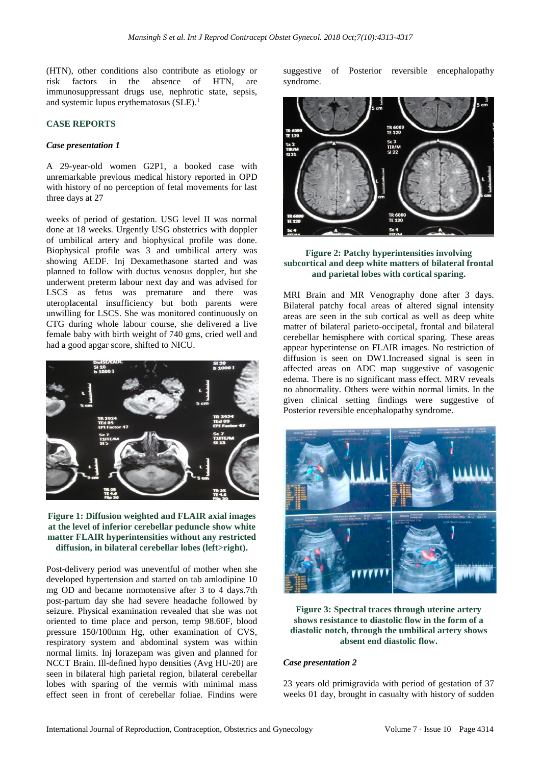(HTN), other conditions also contribute as etiology or risk factors in the absence of HTN, are immunosuppressant drugs use, nephrotic state, sepsis, and systemic lupus erythematosus (SLE).[1]

## CASE REPORTS

### *Case presentation 1*

A 29-year-old women G2P1, a booked case with unremarkable previous medical history reported in OPD with history of no perception of fetal movements for last three days at 27 weeks of period of gestation. USG level II was normal done at 18 weeks. Urgently USG obstetrics with doppler of umbilical artery and biophysical profile was done. Biophysical profile was 3 and umbilical artery was showing AEDF. Inj Dexamethasone started and was planned to follow with ductus venosus doppler, but she underwent preterm labour next day and was advised for LSCS as fetus was premature and there was uteroplacental insufficiency but both parents were unwilling for LSCS. She was monitored continuously on CTG during whole labour course, she delivered a live female baby with birth weight of 740 gms, cried well and had a good apgar score, shifted to NICU.

**Figure 1: Diffusion weighted and FLAIR axial images at the level of inferior cerebellar peduncle show white matter FLAIR hyperintensities without any restricted diffusion, in bilateral cerebellar lobes (left>right).**

Post-delivery period was uneventful of mother when she developed hypertension and started on tab amlodipine 10 mg OD and became normotensive after 3 to 4 days.7th post-partum day she had severe headache followed by seizure. Physical examination revealed that she was not oriented to time place and person, temp 98.60F, blood pressure 150/100mm Hg, other examination of CVS, respiratory system and abdominal system was within normal limits. Inj lorazepam was given and planned for NCCT Brain. Ill-defined hypo densities (Avg HU-20) are seen in bilateral high parietal region, bilateral cerebellar lobes with sparing of the vermis with minimal mass effect seen in front of cerebellar foliae. Findins were suggestive of Posterior reversible encephalopathy syndrome.

**Figure 2: Patchy hyperintensities involving subcortical and deep white matters of bilateral frontal and parietal lobes with cortical sparing.**

MRI Brain and MR Venography done after 3 days. Bilateral patchy focal areas of altered signal intensity areas are seen in the sub cortical as well as deep white matter of bilateral parieto-occipetal, frontal and bilateral cerebellar hemisphere with cortical sparing. These areas appear hyperintense on FLAIR images. No restriction of diffusion is seen on DW1.Increased signal is seen in affected areas on ADC map suggestive of vasogenic edema. There is no significant mass effect. MRV reveals no abnormality. Others were within normal limits. In the given clinical setting findings were suggestive of Posterior reversible encephalopathy syndrome.

**Figure 3: Spectral traces through uterine artery shows resistance to diastolic flow in the form of a diastolic notch, through the umbilical artery shows absent end diastolic flow.**

### *Case presentation 2*

23 years old primigravida with period of gestation of 37 weeks 01 day, brought in casualty with history of sudden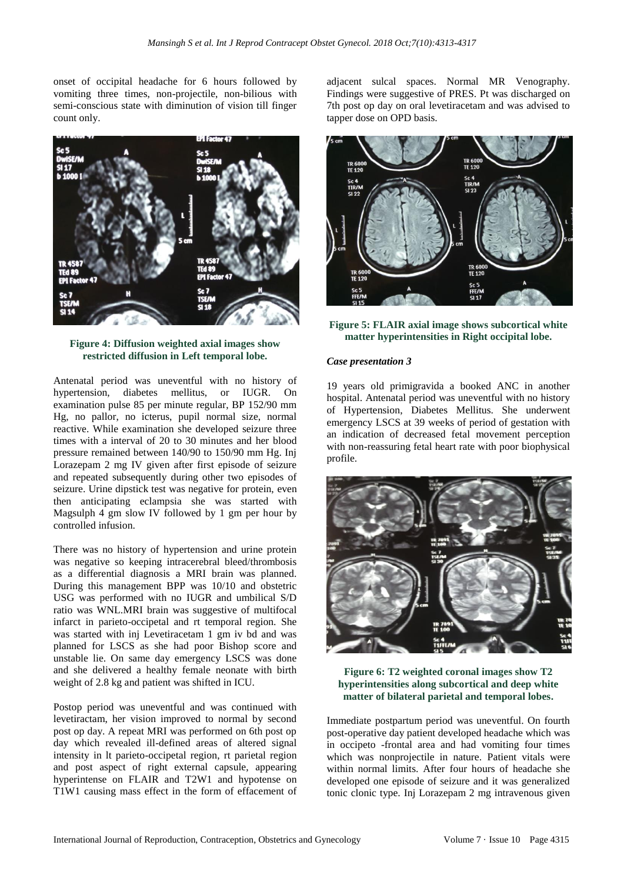onset of occipital headache for 6 hours followed by vomiting three times, non-projectile, non-bilious with semi-conscious state with diminution of vision till finger count only.

**Figure 4: Diffusion weighted axial images show restricted diffusion in Left temporal lobe.**

Antenatal period was uneventful with no history of hypertension, diabetes mellitus, or IUGR. On examination pulse 85 per minute regular, BP 152/90 mm Hg, no pallor, no icterus, pupil normal size, normal reactive. While examination she developed seizure three times with a interval of 20 to 30 minutes and her blood pressure remained between 140/90 to 150/90 mm Hg. Inj Lorazepam 2 mg IV given after first episode of seizure and repeated subsequently during other two episodes of seizure. Urine dipstick test was negative for protein, even then anticipating eclampsia she was started with Magsulph 4 gm slow IV followed by 1 gm per hour by controlled infusion.

There was no history of hypertension and urine protein was negative so keeping intracerebral bleed/thrombosis as a differential diagnosis a MRI brain was planned. During this management BPP was 10/10 and obstetric USG was performed with no IUGR and umbilical S/D ratio was WNL.MRI brain was suggestive of multifocal infarct in parieto-occipetal and rt temporal region. She was started with inj Levetiracetam 1 gm iv bd and was planned for LSCS as she had poor Bishop score and unstable lie. On same day emergency LSCS was done and she delivered a healthy female neonate with birth weight of 2.8 kg and patient was shifted in ICU.

Postop period was uneventful and was continued with levetiractam, her vision improved to normal by second post op day. A repeat MRI was performed on 6th post op day which revealed ill-defined areas of altered signal intensity in lt parieto-occipetal region, rt parietal region and post aspect of right external capsule, appearing hyperintense on FLAIR and T2W1 and hypotense on T1W1 causing mass effect in the form of effacement of adjacent sulcal spaces. Normal MR Venography. Findings were suggestive of PRES. Pt was discharged on 7th post op day on oral levetiracetam and was advised to tapper dose on OPD basis.

**Figure 5: FLAIR axial image shows subcortical white matter hyperintensities in Right occipital lobe.**

### *Case presentation 3*

19 years old primigravida a booked ANC in another hospital. Antenatal period was uneventful with no history of Hypertension, Diabetes Mellitus. She underwent emergency LSCS at 39 weeks of period of gestation with an indication of decreased fetal movement perception with non-reassuring fetal heart rate with poor biophysical profile.

**Figure 6: T2 weighted coronal images show T2 hyperintensities along subcortical and deep white matter of bilateral parietal and temporal lobes.**

Immediate postpartum period was uneventful. On fourth post-operative day patient developed headache which was in occipeto -frontal area and had vomiting four times which was nonprojectile in nature. Patient vitals were within normal limits. After four hours of headache she developed one episode of seizure and it was generalized tonic clonic type. Inj Lorazepam 2 mg intravenous given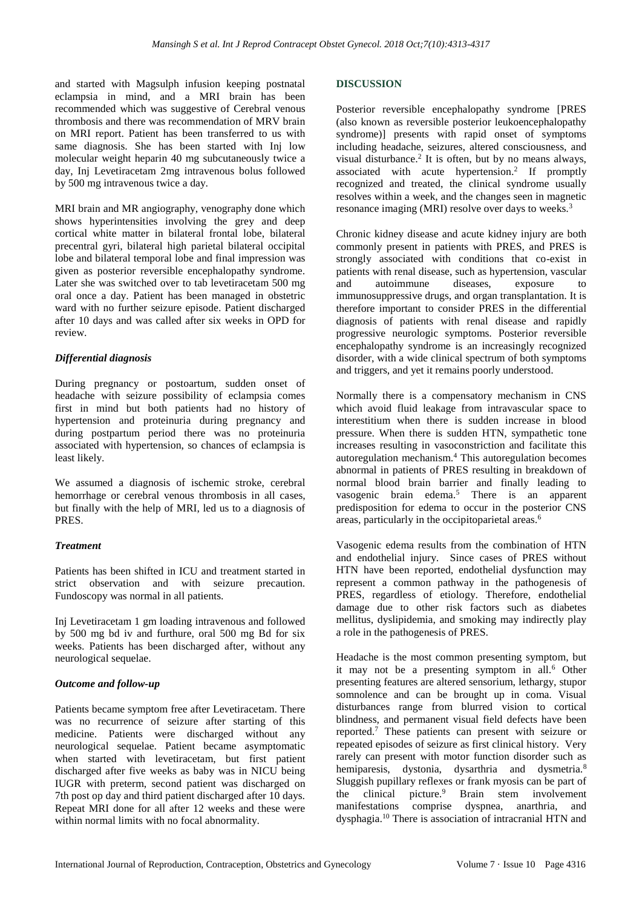and started with Magsulph infusion keeping postnatal eclampsia in mind, and a MRI brain has been recommended which was suggestive of Cerebral venous thrombosis and there was recommendation of MRV brain on MRI report. Patient has been transferred to us with same diagnosis. She has been started with Inj low molecular weight heparin 40 mg subcutaneously twice a day, Inj Levetiracetam 2mg intravenous bolus followed by 500 mg intravenous twice a day.

MRI brain and MR angiography, venography done which shows hyperintensities involving the grey and deep cortical white matter in bilateral frontal lobe, bilateral precentral gyri, bilateral high parietal bilateral occipital lobe and bilateral temporal lobe and final impression was given as posterior reversible encephalopathy syndrome. Later she was switched over to tab levetiracetam 500 mg oral once a day. Patient has been managed in obstetric ward with no further seizure episode. Patient discharged after 10 days and was called after six weeks in OPD for review.

### *Differential diagnosis*

During pregnancy or postoartum, sudden onset of headache with seizure possibility of eclampsia comes first in mind but both patients had no history of hypertension and proteinuria during pregnancy and during postpartum period there was no proteinuria associated with hypertension, so chances of eclampsia is least likely.

We assumed a diagnosis of ischemic stroke, cerebral hemorrhage or cerebral venous thrombosis in all cases, but finally with the help of MRI, led us to a diagnosis of PRES.

### *Treatment*

Patients has been shifted in ICU and treatment started in strict observation and with seizure precaution. Fundoscopy was normal in all patients.

Inj Levetiracetam 1 gm loading intravenous and followed by 500 mg bd iv and furthure, oral 500 mg Bd for six weeks. Patients has been discharged after, without any neurological sequelae.

### *Outcome and follow-up*

Patients became symptom free after Levetiracetam. There was no recurrence of seizure after starting of this medicine. Patients were discharged without any neurological sequelae. Patient became asymptomatic when started with levetiracetam, but first patient discharged after five weeks as baby was in NICU being IUGR with preterm, second patient was discharged on 7th post op day and third patient discharged after 10 days. Repeat MRI done for all after 12 weeks and these were within normal limits with no focal abnormality.

## DISCUSSION

Posterior reversible encephalopathy syndrome [PRES (also known as reversible posterior leukoencephalopathy syndrome)] presents with rapid onset of symptoms including headache, seizures, altered consciousness, and visual disturbance.[2] It is often, but by no means always, associated with acute hypertension.[2] If promptly recognized and treated, the clinical syndrome usually resolves within a week, and the changes seen in magnetic resonance imaging (MRI) resolve over days to weeks.[3]

Chronic kidney disease and acute kidney injury are both commonly present in patients with PRES, and PRES is strongly associated with conditions that co-exist in patients with renal disease, such as hypertension, vascular and autoimmune diseases, exposure to immunosuppressive drugs, and organ transplantation. It is therefore important to consider PRES in the differential diagnosis of patients with renal disease and rapidly progressive neurologic symptoms. Posterior reversible encephalopathy syndrome is an increasingly recognized disorder, with a wide clinical spectrum of both symptoms and triggers, and yet it remains poorly understood.

Normally there is a compensatory mechanism in CNS which avoid fluid leakage from intravascular space to interestitium when there is sudden increase in blood pressure. When there is sudden HTN, sympathetic tone increases resulting in vasoconstriction and facilitate this autoregulation mechanism.[4] This autoregulation becomes abnormal in patients of PRES resulting in breakdown of normal blood brain barrier and finally leading to vasogenic brain edema.[5] There is an apparent predisposition for edema to occur in the posterior CNS areas, particularly in the occipitoparietal areas.[6]

Vasogenic edema results from the combination of HTN and endothelial injury. Since cases of PRES without HTN have been reported, endothelial dysfunction may represent a common pathway in the pathogenesis of PRES, regardless of etiology. Therefore, endothelial damage due to other risk factors such as diabetes mellitus, dyslipidemia, and smoking may indirectly play a role in the pathogenesis of PRES.

Headache is the most common presenting symptom, but it may not be a presenting symptom in all.[6] Other presenting features are altered sensorium, lethargy, stupor somnolence and can be brought up in coma. Visual disturbances range from blurred vision to cortical blindness, and permanent visual field defects have been reported.[7] These patients can present with seizure or repeated episodes of seizure as first clinical history. Very rarely can present with motor function disorder such as hemiparesis, dystonia, dysarthria and dysmetria.[8] Sluggish pupillary reflexes or frank myosis can be part of the clinical picture.[9] Brain stem involvement manifestations comprise dyspnea, anarthria, and dysphagia.[10] There is association of intracranial HTN and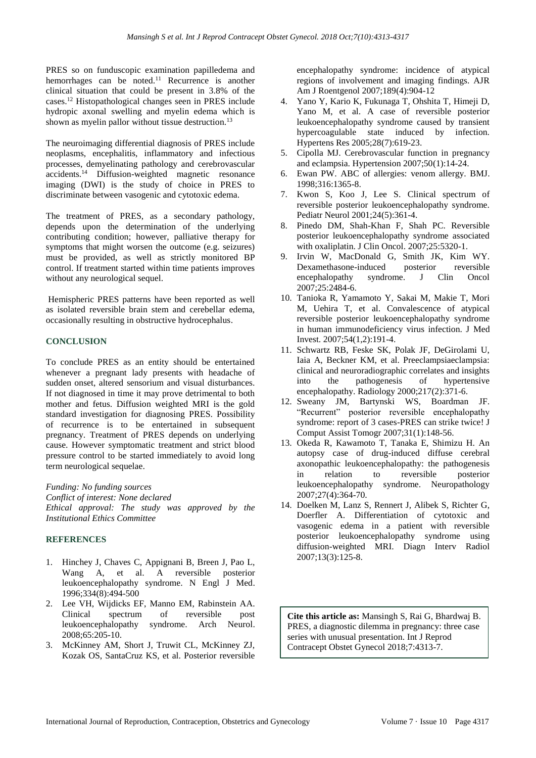PRES so on funduscopic examination papilledema and hemorrhages can be noted.[11] Recurrence is another clinical situation that could be present in 3.8% of the cases.[12] Histopathological changes seen in PRES include hydropic axonal swelling and myelin edema which is shown as myelin pallor without tissue destruction.[13]

The neuroimaging differential diagnosis of PRES include neoplasms, encephalitis, inflammatory and infectious processes, demyelinating pathology and cerebrovascular accidents.[14] Diffusion-weighted magnetic resonance imaging (DWI) is the study of choice in PRES to discriminate between vasogenic and cytotoxic edema.

The treatment of PRES, as a secondary pathology, depends upon the determination of the underlying contributing condition; however, palliative therapy for symptoms that might worsen the outcome (e.g. seizures) must be provided, as well as strictly monitored BP control. If treatment started within time patients improves without any neurological sequel.

Hemispheric PRES patterns have been reported as well as isolated reversible brain stem and cerebellar edema, occasionally resulting in obstructive hydrocephalus.

## CONCLUSION

To conclude PRES as an entity should be entertained whenever a pregnant lady presents with headache of sudden onset, altered sensorium and visual disturbances. If not diagnosed in time it may prove detrimental to both mother and fetus. Diffusion weighted MRI is the gold standard investigation for diagnosing PRES. Possibility of recurrence is to be entertained in subsequent pregnancy. Treatment of PRES depends on underlying cause. However symptomatic treatment and strict blood pressure control to be started immediately to avoid long term neurological sequelae.

*Funding: No funding sources*
*Conflict of interest: None declared*
*Ethical approval: The study was approved by the Institutional Ethics Committee*

## REFERENCES

1. Hinchey J, Chaves C, Appignani B, Breen J, Pao L, Wang A, et al. A reversible posterior leukoencephalopathy syndrome. N Engl J Med. 1996;334(8):494-500
2. Lee VH, Wijdicks EF, Manno EM, Rabinstein AA. Clinical spectrum of reversible post leukoencephalopathy syndrome. Arch Neurol. 2008;65:205-10.
3. McKinney AM, Short J, Truwit CL, McKinney ZJ, Kozak OS, SantaCruz KS, et al. Posterior reversible encephalopathy syndrome: incidence of atypical regions of involvement and imaging findings. AJR Am J Roentgenol 2007;189(4):904-12
4. Yano Y, Kario K, Fukunaga T, Ohshita T, Himeji D, Yano M, et al. A case of reversible posterior leukoencephalopathy syndrome caused by transient hypercoagulable state induced by infection. Hypertens Res 2005;28(7):619-23.
5. Cipolla MJ. Cerebrovascular function in pregnancy and eclampsia. Hypertension 2007;50(1):14-24.
6. Ewan PW. ABC of allergies: venom allergy. BMJ. 1998;316:1365-8.
7. Kwon S, Koo J, Lee S. Clinical spectrum of reversible posterior leukoencephalopathy syndrome. Pediatr Neurol 2001;24(5):361-4.
8. Pinedo DM, Shah-Khan F, Shah PC. Reversible posterior leukoencephalopathy syndrome associated with oxaliplatin. J Clin Oncol. 2007;25:5320-1.
9. Irvin W, MacDonald G, Smith JK, Kim WY. Dexamethasone-induced posterior reversible encephalopathy syndrome. J Clin Oncol 2007;25:2484-6.
10. Tanioka R, Yamamoto Y, Sakai M, Makie T, Mori M, Uehira T, et al. Convalescence of atypical reversible posterior leukoencephalopathy syndrome in human immunodeficiency virus infection. J Med Invest. 2007;54(1,2):191-4.
11. Schwartz RB, Feske SK, Polak JF, DeGirolami U, Iaia A, Beckner KM, et al. Preeclampsiaeclampsia: clinical and neuroradiographic correlates and insights into the pathogenesis of hypertensive encephalopathy. Radiology 2000;217(2):371-6.
12. Sweany JM, Bartynski WS, Boardman JF. "Recurrent" posterior reversible encephalopathy syndrome: report of 3 cases-PRES can strike twice! J Comput Assist Tomogr 2007;31(1):148-56.
13. Okeda R, Kawamoto T, Tanaka E, Shimizu H. An autopsy case of drug-induced diffuse cerebral axonopathic leukoencephalopathy: the pathogenesis in relation to reversible posterior leukoencephalopathy syndrome. Neuropathology 2007;27(4):364-70.
14. Doelken M, Lanz S, Rennert J, Alibek S, Richter G, Doerfler A. Differentiation of cytotoxic and vasogenic edema in a patient with reversible posterior leukoencephalopathy syndrome using diffusion-weighted MRI. Diagn Interv Radiol 2007;13(3):125-8.

**Cite this article as:** Mansingh S, Rai G, Bhardwaj B. PRES, a diagnostic dilemma in pregnancy: three case series with unusual presentation. Int J Reprod Contracept Obstet Gynecol 2018;7:4313-7.